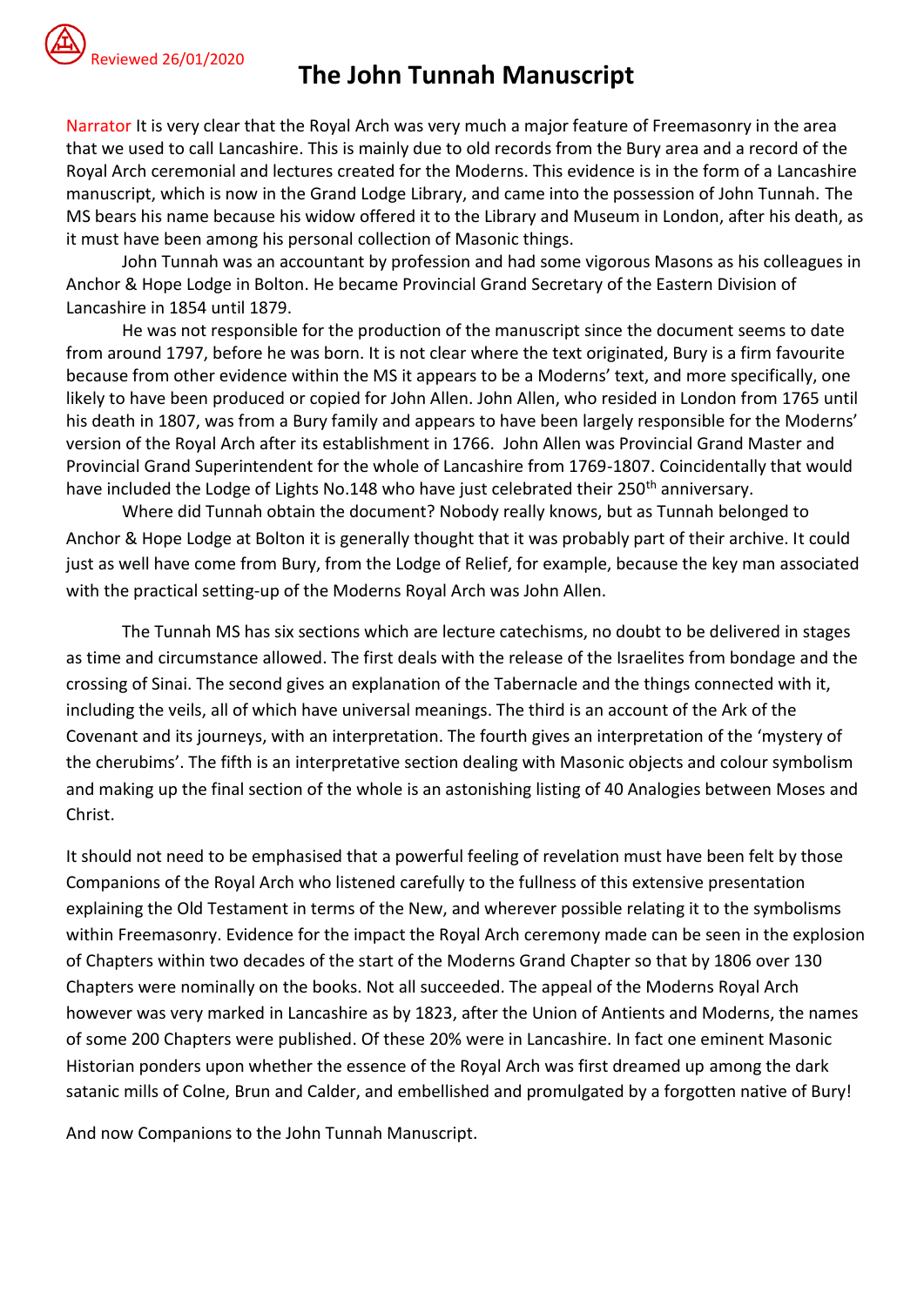Reviewed 26/01/2020

# The John Tunnah Manuscript

Narrator It is very clear that the Royal Arch was very much a major feature of Freemasonry in the area that we used to call Lancashire. This is mainly due to old records from the Bury area and a record of the Royal Arch ceremonial and lectures created for the Moderns. This evidence is in the form of a Lancashire manuscript, which is now in the Grand Lodge Library, and came into the possession of John Tunnah. The MS bears his name because his widow offered it to the Library and Museum in London, after his death, as it must have been among his personal collection of Masonic things.

John Tunnah was an accountant by profession and had some vigorous Masons as his colleagues in Anchor & Hope Lodge in Bolton. He became Provincial Grand Secretary of the Eastern Division of Lancashire in 1854 until 1879.

He was not responsible for the production of the manuscript since the document seems to date from around 1797, before he was born. It is not clear where the text originated, Bury is a firm favourite because from other evidence within the MS it appears to be a Moderns' text, and more specifically, one likely to have been produced or copied for John Allen. John Allen, who resided in London from 1765 until his death in 1807, was from a Bury family and appears to have been largely responsible for the Moderns' version of the Royal Arch after its establishment in 1766. John Allen was Provincial Grand Master and Provincial Grand Superintendent for the whole of Lancashire from 1769-1807. Coincidentally that would have included the Lodge of Lights No.148 who have just celebrated their 250th anniversary.

Where did Tunnah obtain the document? Nobody really knows, but as Tunnah belonged to Anchor & Hope Lodge at Bolton it is generally thought that it was probably part of their archive. It could just as well have come from Bury, from the Lodge of Relief, for example, because the key man associated with the practical setting-up of the Moderns Royal Arch was John Allen.

The Tunnah MS has six sections which are lecture catechisms, no doubt to be delivered in stages as time and circumstance allowed. The first deals with the release of the Israelites from bondage and the crossing of Sinai. The second gives an explanation of the Tabernacle and the things connected with it, including the veils, all of which have universal meanings. The third is an account of the Ark of the Covenant and its journeys, with an interpretation. The fourth gives an interpretation of the 'mystery of the cherubims'. The fifth is an interpretative section dealing with Masonic objects and colour symbolism and making up the final section of the whole is an astonishing listing of 40 Analogies between Moses and Christ.

It should not need to be emphasised that a powerful feeling of revelation must have been felt by those Companions of the Royal Arch who listened carefully to the fullness of this extensive presentation explaining the Old Testament in terms of the New, and wherever possible relating it to the symbolisms within Freemasonry. Evidence for the impact the Royal Arch ceremony made can be seen in the explosion of Chapters within two decades of the start of the Moderns Grand Chapter so that by 1806 over 130 Chapters were nominally on the books. Not all succeeded. The appeal of the Moderns Royal Arch however was very marked in Lancashire as by 1823, after the Union of Antients and Moderns, the names of some 200 Chapters were published. Of these 20% were in Lancashire. In fact one eminent Masonic Historian ponders upon whether the essence of the Royal Arch was first dreamed up among the dark satanic mills of Colne, Brun and Calder, and embellished and promulgated by a forgotten native of Bury!

And now Companions to the John Tunnah Manuscript.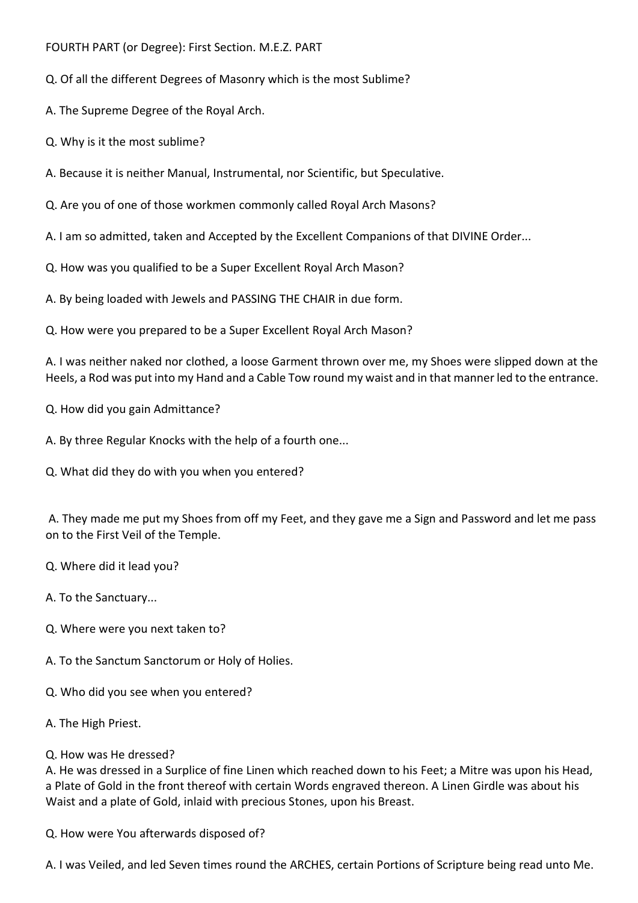FOURTH PART (or Degree): First Section. M.E.Z. PART

Q. Of all the different Degrees of Masonry which is the most Sublime?

A. The Supreme Degree of the Royal Arch.

Q. Why is it the most sublime?

A. Because it is neither Manual, Instrumental, nor Scientific, but Speculative.

Q. Are you of one of those workmen commonly called Royal Arch Masons?

A. I am so admitted, taken and Accepted by the Excellent Companions of that DIVINE Order...

Q. How was you qualified to be a Super Excellent Royal Arch Mason?

A. By being loaded with Jewels and PASSING THE CHAIR in due form.

Q. How were you prepared to be a Super Excellent Royal Arch Mason?

A. I was neither naked nor clothed, a loose Garment thrown over me, my Shoes were slipped down at the Heels, a Rod was put into my Hand and a Cable Tow round my waist and in that manner led to the entrance.

Q. How did you gain Admittance?

A. By three Regular Knocks with the help of a fourth one...

Q. What did they do with you when you entered?

A. They made me put my Shoes from off my Feet, and they gave me a Sign and Password and let me pass on to the First Veil of the Temple.

Q. Where did it lead you?

A. To the Sanctuary...

Q. Where were you next taken to?

A. To the Sanctum Sanctorum or Holy of Holies.

Q. Who did you see when you entered?

A. The High Priest.

Q. How was He dressed?
A. He was dressed in a Surplice of fine Linen which reached down to his Feet; a Mitre was upon his Head, a Plate of Gold in the front thereof with certain Words engraved thereon. A Linen Girdle was about his Waist and a plate of Gold, inlaid with precious Stones, upon his Breast.

Q. How were You afterwards disposed of?

A. I was Veiled, and led Seven times round the ARCHES, certain Portions of Scripture being read unto Me.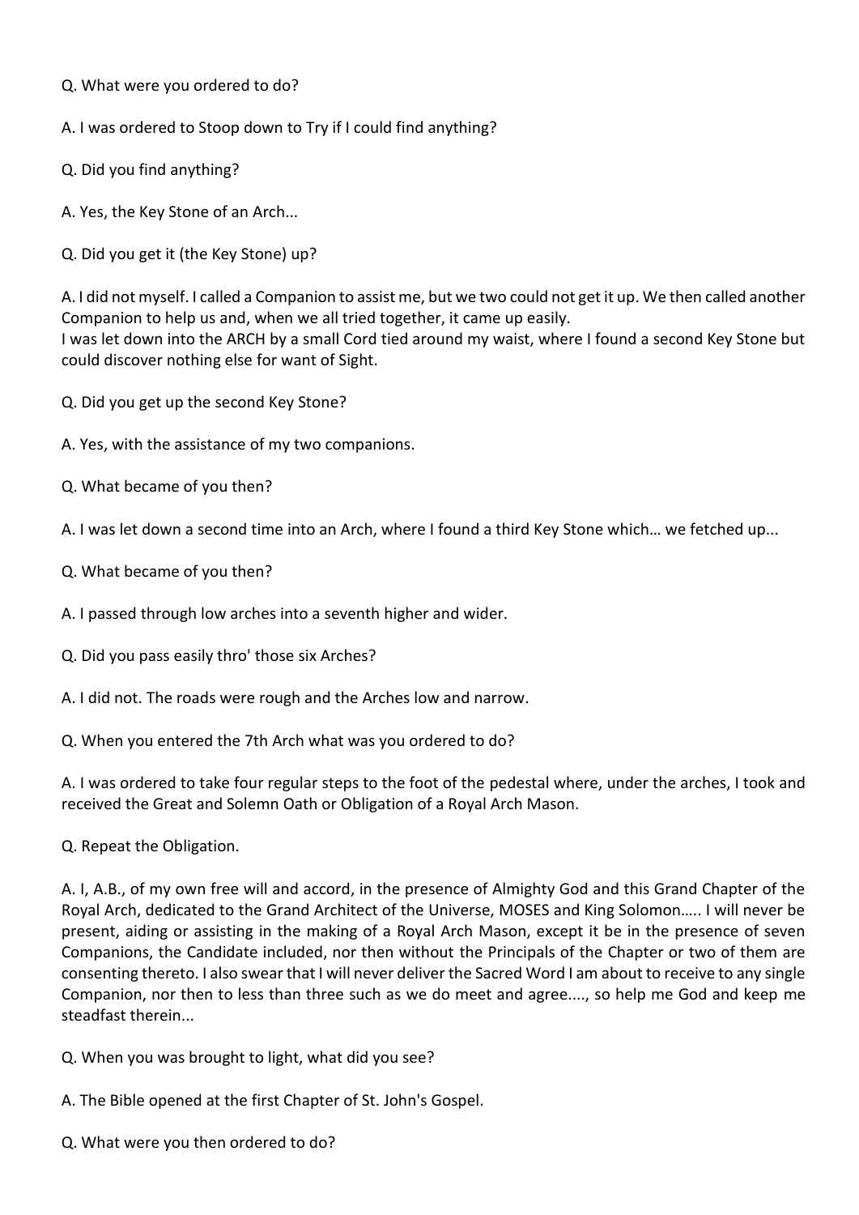Q. What were you ordered to do?

A. I was ordered to Stoop down to Try if I could find anything?

Q. Did you find anything?

A. Yes, the Key Stone of an Arch...

Q. Did you get it (the Key Stone) up?

A. I did not myself. I called a Companion to assist me, but we two could not get it up. We then called another Companion to help us and, when we all tried together, it came up easily.
I was let down into the ARCH by a small Cord tied around my waist, where I found a second Key Stone but could discover nothing else for want of Sight.

Q. Did you get up the second Key Stone?

A. Yes, with the assistance of my two companions.

Q. What became of you then?

A. I was let down a second time into an Arch, where I found a third Key Stone which… we fetched up...

Q. What became of you then?

A. I passed through low arches into a seventh higher and wider.

Q. Did you pass easily thro' those six Arches?

A. I did not. The roads were rough and the Arches low and narrow.

Q. When you entered the 7th Arch what was you ordered to do?

A. I was ordered to take four regular steps to the foot of the pedestal where, under the arches, I took and received the Great and Solemn Oath or Obligation of a Royal Arch Mason.

Q. Repeat the Obligation.

A. I, A.B., of my own free will and accord, in the presence of Almighty God and this Grand Chapter of the Royal Arch, dedicated to the Grand Architect of the Universe, MOSES and King Solomon….. I will never be present, aiding or assisting in the making of a Royal Arch Mason, except it be in the presence of seven Companions, the Candidate included, nor then without the Principals of the Chapter or two of them are consenting thereto. I also swear that I will never deliver the Sacred Word I am about to receive to any single Companion, nor then to less than three such as we do meet and agree...., so help me God and keep me steadfast therein...

Q. When you was brought to light, what did you see?

A. The Bible opened at the first Chapter of St. John's Gospel.

Q. What were you then ordered to do?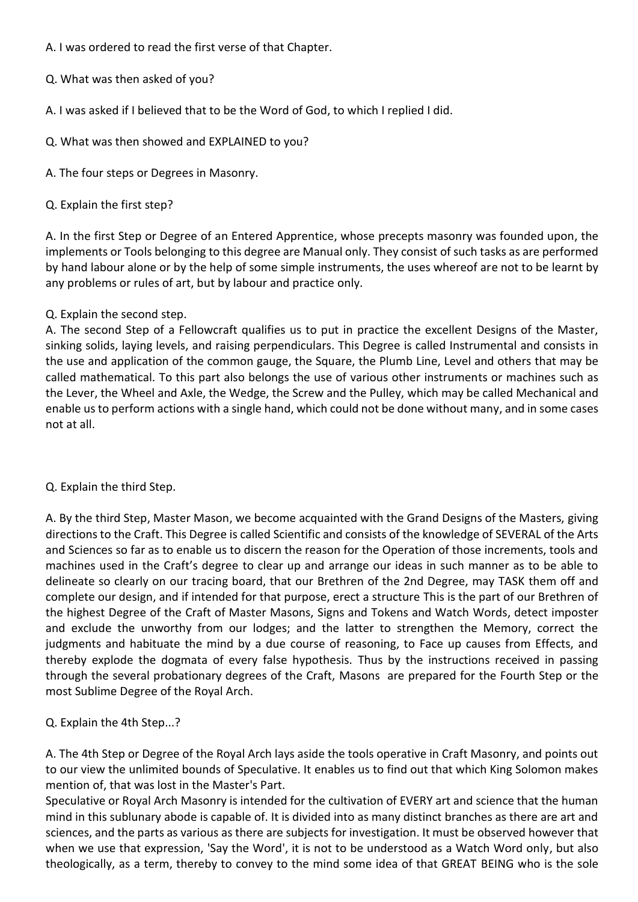A. I was ordered to read the first verse of that Chapter.

Q. What was then asked of you?

A. I was asked if I believed that to be the Word of God, to which I replied I did.

Q. What was then showed and EXPLAINED to you?

A. The four steps or Degrees in Masonry.

Q. Explain the first step?

A. In the first Step or Degree of an Entered Apprentice, whose precepts masonry was founded upon, the implements or Tools belonging to this degree are Manual only. They consist of such tasks as are performed by hand labour alone or by the help of some simple instruments, the uses whereof are not to be learnt by any problems or rules of art, but by labour and practice only.

Q. Explain the second step.
A. The second Step of a Fellowcraft qualifies us to put in practice the excellent Designs of the Master, sinking solids, laying levels, and raising perpendiculars. This Degree is called Instrumental and consists in the use and application of the common gauge, the Square, the Plumb Line, Level and others that may be called mathematical. To this part also belongs the use of various other instruments or machines such as the Lever, the Wheel and Axle, the Wedge, the Screw and the Pulley, which may be called Mechanical and enable us to perform actions with a single hand, which could not be done without many, and in some cases not at all.

Q. Explain the third Step.

A. By the third Step, Master Mason, we become acquainted with the Grand Designs of the Masters, giving directions to the Craft. This Degree is called Scientific and consists of the knowledge of SEVERAL of the Arts and Sciences so far as to enable us to discern the reason for the Operation of those increments, tools and machines used in the Craft's degree to clear up and arrange our ideas in such manner as to be able to delineate so clearly on our tracing board, that our Brethren of the 2nd Degree, may TASK them off and complete our design, and if intended for that purpose, erect a structure This is the part of our Brethren of the highest Degree of the Craft of Master Masons, Signs and Tokens and Watch Words, detect imposter and exclude the unworthy from our lodges; and the latter to strengthen the Memory, correct the judgments and habituate the mind by a due course of reasoning, to Face up causes from Effects, and thereby explode the dogmata of every false hypothesis. Thus by the instructions received in passing through the several probationary degrees of the Craft, Masons are prepared for the Fourth Step or the most Sublime Degree of the Royal Arch.

Q. Explain the 4th Step...?

A. The 4th Step or Degree of the Royal Arch lays aside the tools operative in Craft Masonry, and points out to our view the unlimited bounds of Speculative. It enables us to find out that which King Solomon makes mention of, that was lost in the Master's Part.
Speculative or Royal Arch Masonry is intended for the cultivation of EVERY art and science that the human mind in this sublunary abode is capable of. It is divided into as many distinct branches as there are art and sciences, and the parts as various as there are subjects for investigation. It must be observed however that when we use that expression, 'Say the Word', it is not to be understood as a Watch Word only, but also theologically, as a term, thereby to convey to the mind some idea of that GREAT BEING who is the sole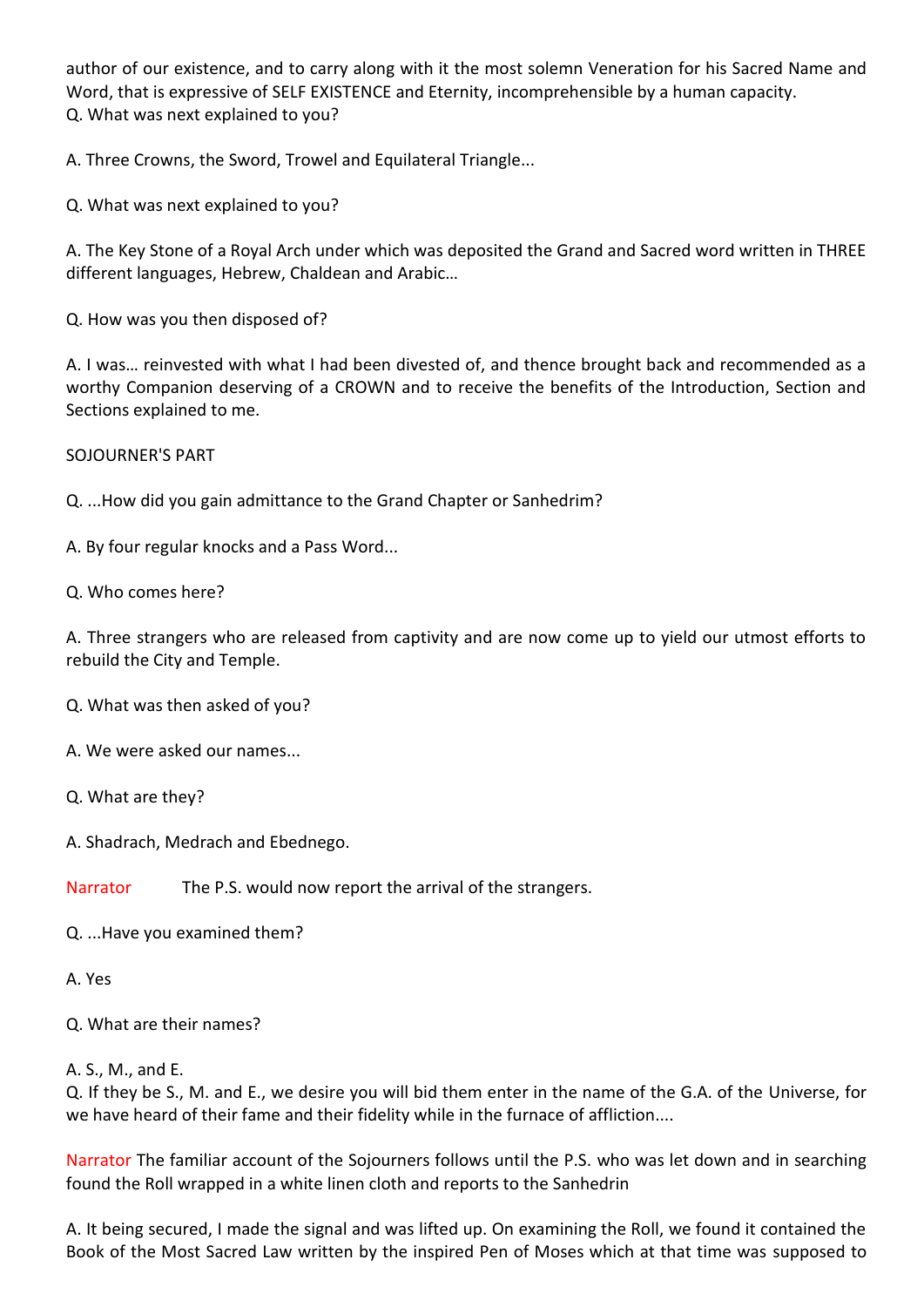author of our existence, and to carry along with it the most solemn Veneration for his Sacred Name and Word, that is expressive of SELF EXISTENCE and Eternity, incomprehensible by a human capacity.
Q. What was next explained to you?

A. Three Crowns, the Sword, Trowel and Equilateral Triangle...

Q. What was next explained to you?

A. The Key Stone of a Royal Arch under which was deposited the Grand and Sacred word written in THREE different languages, Hebrew, Chaldean and Arabic…

Q. How was you then disposed of?

A. I was… reinvested with what I had been divested of, and thence brought back and recommended as a worthy Companion deserving of a CROWN and to receive the benefits of the Introduction, Section and Sections explained to me.

SOJOURNER'S PART

Q. ...How did you gain admittance to the Grand Chapter or Sanhedrim?

A. By four regular knocks and a Pass Word...

Q. Who comes here?

A. Three strangers who are released from captivity and are now come up to yield our utmost efforts to rebuild the City and Temple.

Q. What was then asked of you?

A. We were asked our names...

Q. What are they?

A. Shadrach, Medrach and Ebednego.

Narrator The P.S. would now report the arrival of the strangers.

Q. ...Have you examined them?

A. Yes

Q. What are their names?

A. S., M., and E.
Q. If they be S., M. and E., we desire you will bid them enter in the name of the G.A. of the Universe, for we have heard of their fame and their fidelity while in the furnace of affliction....

Narrator The familiar account of the Sojourners follows until the P.S. who was let down and in searching found the Roll wrapped in a white linen cloth and reports to the Sanhedrin

A. It being secured, I made the signal and was lifted up. On examining the Roll, we found it contained the Book of the Most Sacred Law written by the inspired Pen of Moses which at that time was supposed to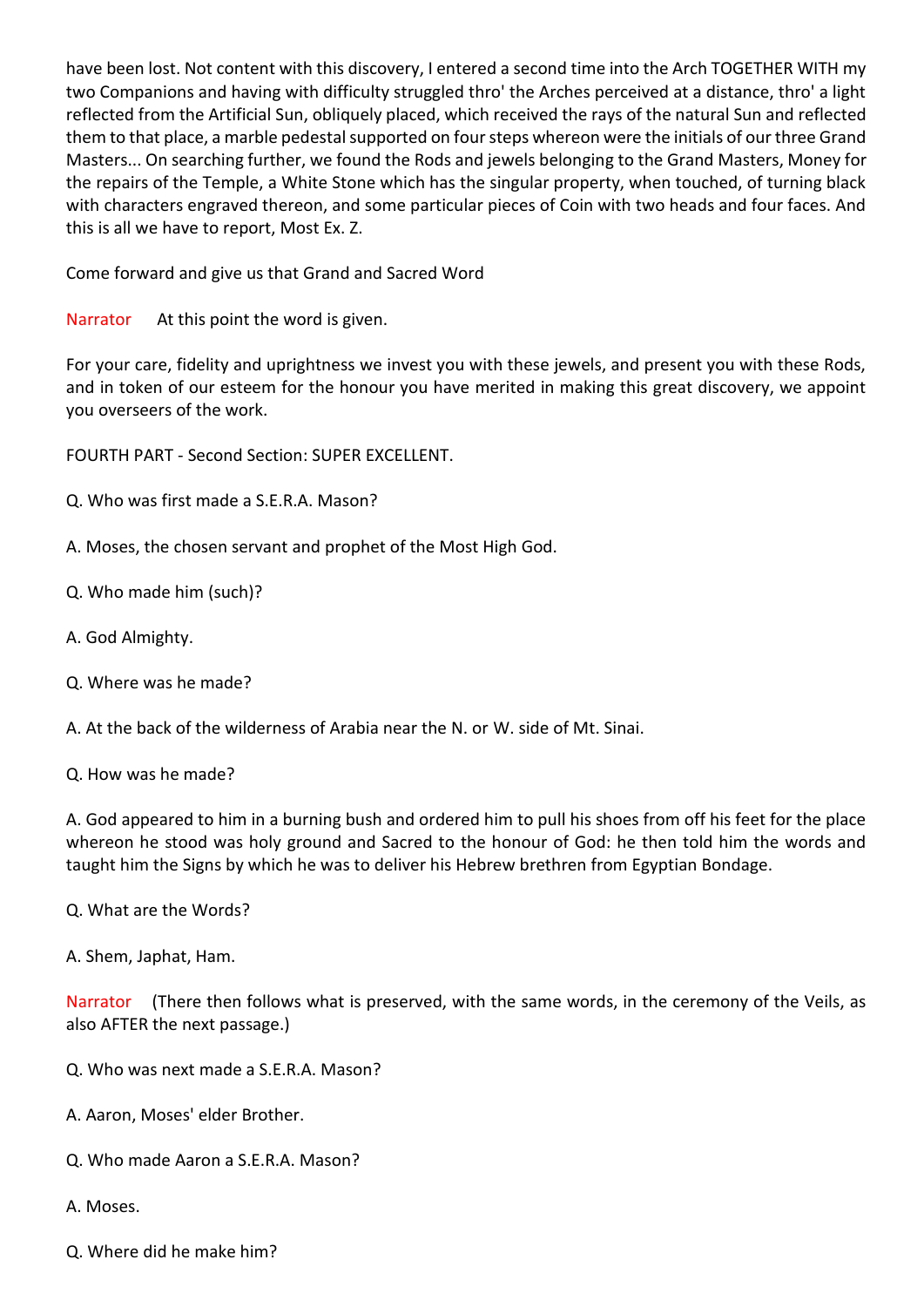have been lost. Not content with this discovery, I entered a second time into the Arch TOGETHER WITH my two Companions and having with difficulty struggled thro' the Arches perceived at a distance, thro' a light reflected from the Artificial Sun, obliquely placed, which received the rays of the natural Sun and reflected them to that place, a marble pedestal supported on four steps whereon were the initials of our three Grand Masters... On searching further, we found the Rods and jewels belonging to the Grand Masters, Money for the repairs of the Temple, a White Stone which has the singular property, when touched, of turning black with characters engraved thereon, and some particular pieces of Coin with two heads and four faces. And this is all we have to report, Most Ex. Z.

Come forward and give us that Grand and Sacred Word

Narrator At this point the word is given.

For your care, fidelity and uprightness we invest you with these jewels, and present you with these Rods, and in token of our esteem for the honour you have merited in making this great discovery, we appoint you overseers of the work.

FOURTH PART - Second Section: SUPER EXCELLENT.

Q. Who was first made a S.E.R.A. Mason?

A. Moses, the chosen servant and prophet of the Most High God.

Q. Who made him (such)?

A. God Almighty.

Q. Where was he made?

A. At the back of the wilderness of Arabia near the N. or W. side of Mt. Sinai.

Q. How was he made?

A. God appeared to him in a burning bush and ordered him to pull his shoes from off his feet for the place whereon he stood was holy ground and Sacred to the honour of God: he then told him the words and taught him the Signs by which he was to deliver his Hebrew brethren from Egyptian Bondage.

Q. What are the Words?

A. Shem, Japhat, Ham.

Narrator (There then follows what is preserved, with the same words, in the ceremony of the Veils, as also AFTER the next passage.)

Q. Who was next made a S.E.R.A. Mason?

A. Aaron, Moses' elder Brother.

Q. Who made Aaron a S.E.R.A. Mason?

A. Moses.

Q. Where did he make him?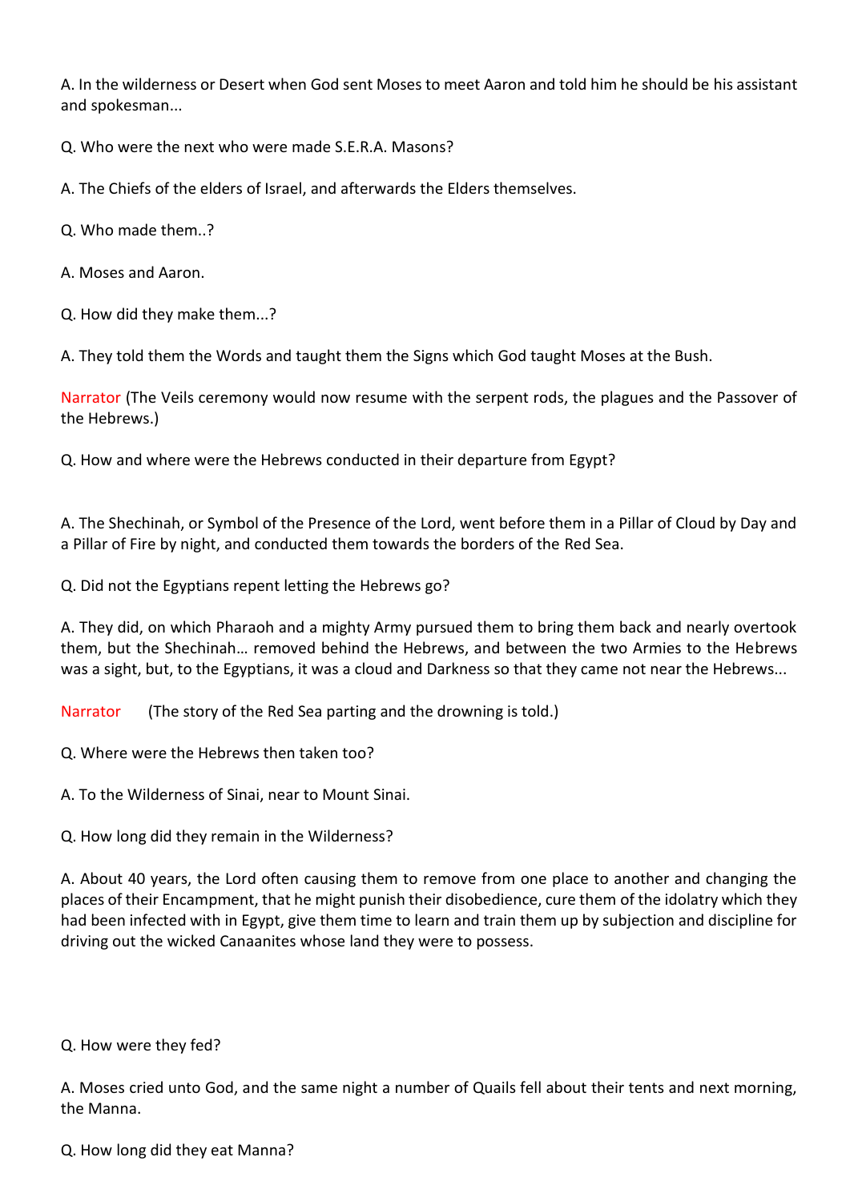A. In the wilderness or Desert when God sent Moses to meet Aaron and told him he should be his assistant and spokesman...

Q. Who were the next who were made S.E.R.A. Masons?

A. The Chiefs of the elders of Israel, and afterwards the Elders themselves.

Q. Who made them..?

A. Moses and Aaron.

Q. How did they make them...?

A. They told them the Words and taught them the Signs which God taught Moses at the Bush.

Narrator (The Veils ceremony would now resume with the serpent rods, the plagues and the Passover of the Hebrews.)

Q. How and where were the Hebrews conducted in their departure from Egypt?

A. The Shechinah, or Symbol of the Presence of the Lord, went before them in a Pillar of Cloud by Day and a Pillar of Fire by night, and conducted them towards the borders of the Red Sea.

Q. Did not the Egyptians repent letting the Hebrews go?

A. They did, on which Pharaoh and a mighty Army pursued them to bring them back and nearly overtook them, but the Shechinah… removed behind the Hebrews, and between the two Armies to the Hebrews was a sight, but, to the Egyptians, it was a cloud and Darkness so that they came not near the Hebrews...

Narrator (The story of the Red Sea parting and the drowning is told.)

Q. Where were the Hebrews then taken too?

A. To the Wilderness of Sinai, near to Mount Sinai.

Q. How long did they remain in the Wilderness?

A. About 40 years, the Lord often causing them to remove from one place to another and changing the places of their Encampment, that he might punish their disobedience, cure them of the idolatry which they had been infected with in Egypt, give them time to learn and train them up by subjection and discipline for driving out the wicked Canaanites whose land they were to possess.

Q. How were they fed?

A. Moses cried unto God, and the same night a number of Quails fell about their tents and next morning, the Manna.

Q. How long did they eat Manna?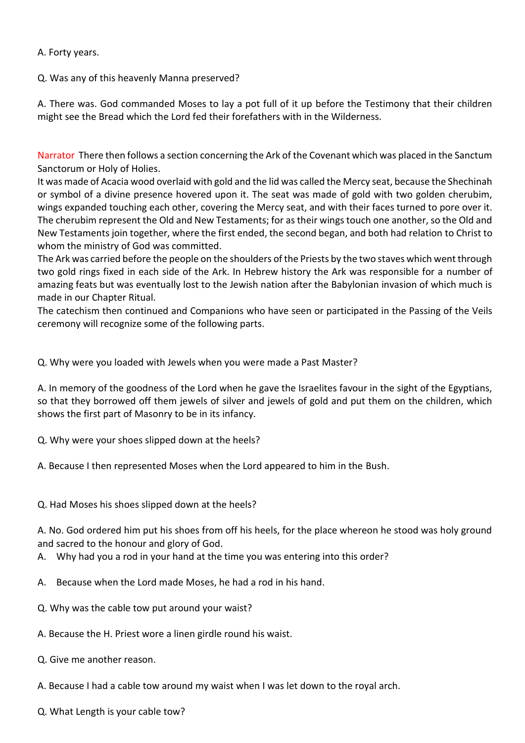A. Forty years.

Q. Was any of this heavenly Manna preserved?

A. There was. God commanded Moses to lay a pot full of it up before the Testimony that their children might see the Bread which the Lord fed their forefathers with in the Wilderness.

Narrator There then follows a section concerning the Ark of the Covenant which was placed in the Sanctum Sanctorum or Holy of Holies.
It was made of Acacia wood overlaid with gold and the lid was called the Mercy seat, because the Shechinah or symbol of a divine presence hovered upon it. The seat was made of gold with two golden cherubim, wings expanded touching each other, covering the Mercy seat, and with their faces turned to pore over it. The cherubim represent the Old and New Testaments; for as their wings touch one another, so the Old and New Testaments join together, where the first ended, the second began, and both had relation to Christ to whom the ministry of God was committed.
The Ark was carried before the people on the shoulders of the Priests by the two staves which went through two gold rings fixed in each side of the Ark. In Hebrew history the Ark was responsible for a number of amazing feats but was eventually lost to the Jewish nation after the Babylonian invasion of which much is made in our Chapter Ritual.
The catechism then continued and Companions who have seen or participated in the Passing of the Veils ceremony will recognize some of the following parts.

Q. Why were you loaded with Jewels when you were made a Past Master?

A. In memory of the goodness of the Lord when he gave the Israelites favour in the sight of the Egyptians, so that they borrowed off them jewels of silver and jewels of gold and put them on the children, which shows the first part of Masonry to be in its infancy.

Q. Why were your shoes slipped down at the heels?

A. Because I then represented Moses when the Lord appeared to him in the Bush.

Q. Had Moses his shoes slipped down at the heels?

A. No. God ordered him put his shoes from off his heels, for the place whereon he stood was holy ground and sacred to the honour and glory of God.

A. Why had you a rod in your hand at the time you was entering into this order?

A. Because when the Lord made Moses, he had a rod in his hand.

Q. Why was the cable tow put around your waist?

A. Because the H. Priest wore a linen girdle round his waist.

Q. Give me another reason.

A. Because I had a cable tow around my waist when I was let down to the royal arch.

Q. What Length is your cable tow?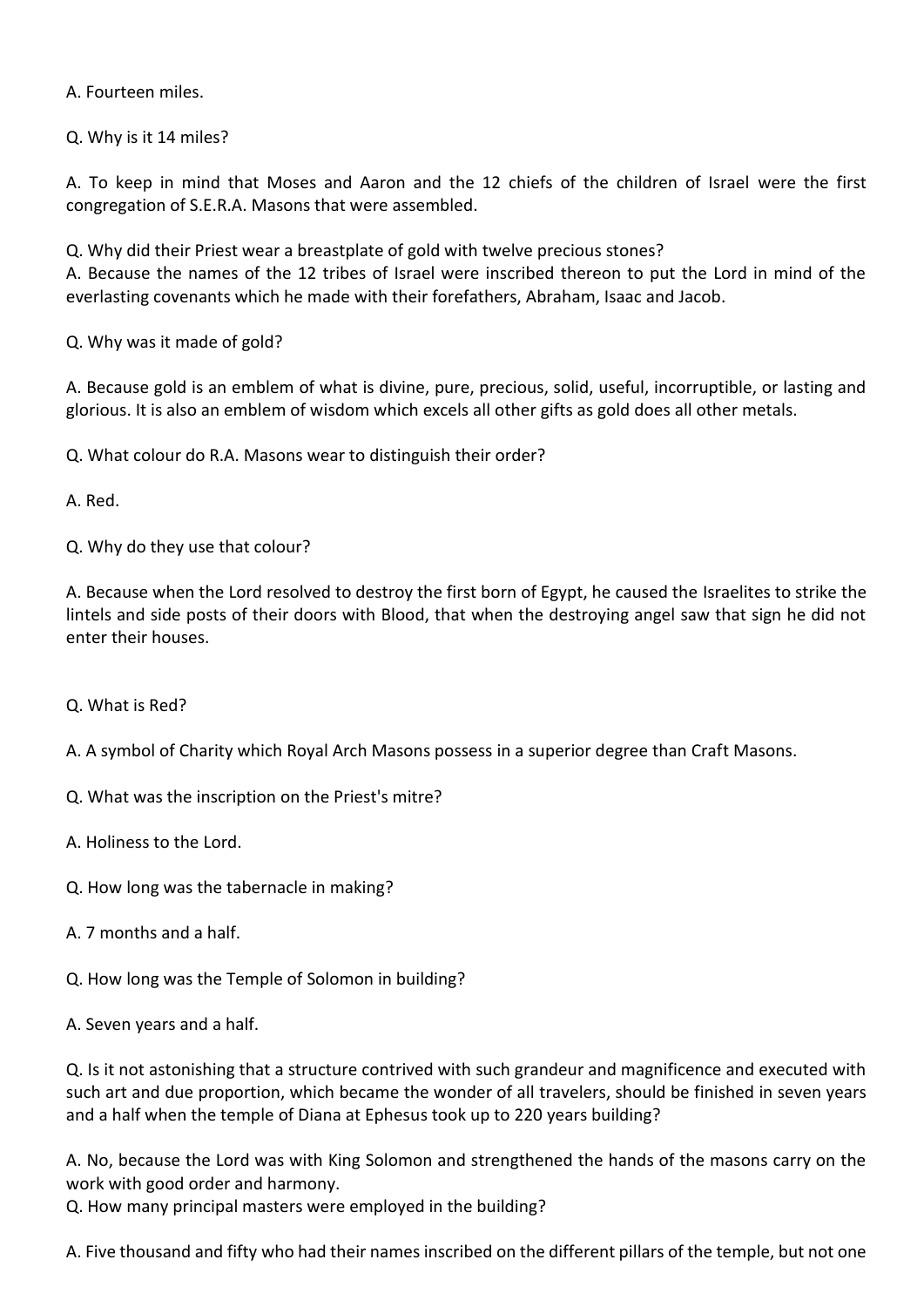A. Fourteen miles.

Q. Why is it 14 miles?

A. To keep in mind that Moses and Aaron and the 12 chiefs of the children of Israel were the first congregation of S.E.R.A. Masons that were assembled.

Q. Why did their Priest wear a breastplate of gold with twelve precious stones?
A. Because the names of the 12 tribes of Israel were inscribed thereon to put the Lord in mind of the everlasting covenants which he made with their forefathers, Abraham, Isaac and Jacob.

Q. Why was it made of gold?

A. Because gold is an emblem of what is divine, pure, precious, solid, useful, incorruptible, or lasting and glorious. It is also an emblem of wisdom which excels all other gifts as gold does all other metals.

Q. What colour do R.A. Masons wear to distinguish their order?

A. Red.

Q. Why do they use that colour?

A. Because when the Lord resolved to destroy the first born of Egypt, he caused the Israelites to strike the lintels and side posts of their doors with Blood, that when the destroying angel saw that sign he did not enter their houses.

Q. What is Red?

A. A symbol of Charity which Royal Arch Masons possess in a superior degree than Craft Masons.

Q. What was the inscription on the Priest's mitre?

A. Holiness to the Lord.

Q. How long was the tabernacle in making?

A. 7 months and a half.

Q. How long was the Temple of Solomon in building?

A. Seven years and a half.

Q. Is it not astonishing that a structure contrived with such grandeur and magnificence and executed with such art and due proportion, which became the wonder of all travelers, should be finished in seven years and a half when the temple of Diana at Ephesus took up to 220 years building?

A. No, because the Lord was with King Solomon and strengthened the hands of the masons carry on the work with good order and harmony.
Q. How many principal masters were employed in the building?

A. Five thousand and fifty who had their names inscribed on the different pillars of the temple, but not one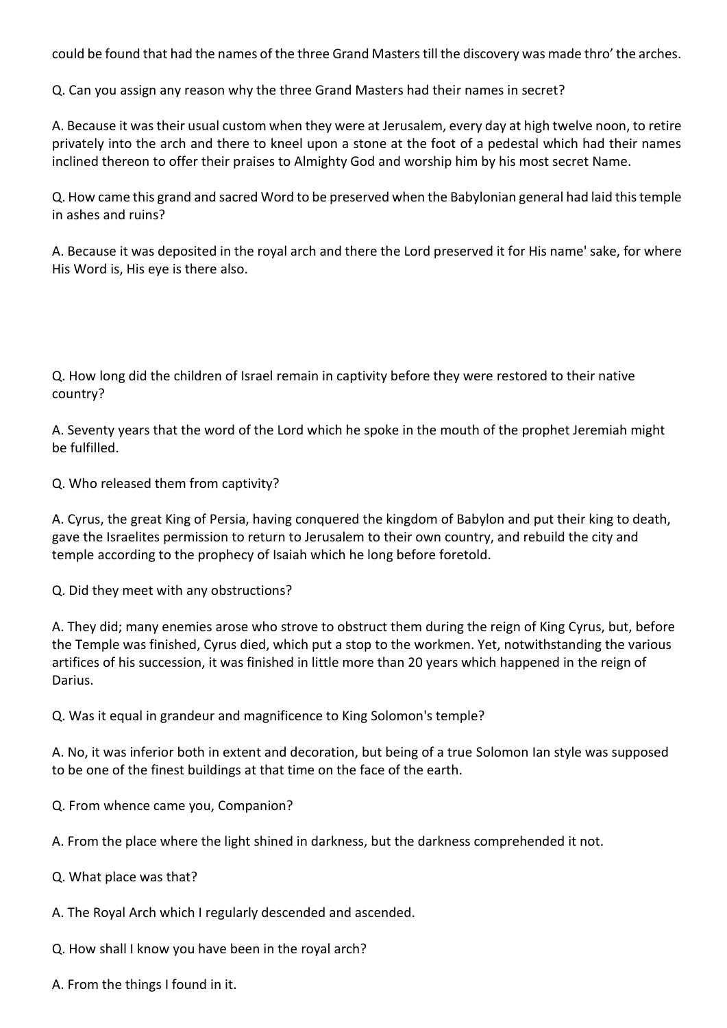could be found that had the names of the three Grand Masters till the discovery was made thro' the arches.

Q. Can you assign any reason why the three Grand Masters had their names in secret?

A. Because it was their usual custom when they were at Jerusalem, every day at high twelve noon, to retire privately into the arch and there to kneel upon a stone at the foot of a pedestal which had their names inclined thereon to offer their praises to Almighty God and worship him by his most secret Name.

Q. How came this grand and sacred Word to be preserved when the Babylonian general had laid this temple in ashes and ruins?

A. Because it was deposited in the royal arch and there the Lord preserved it for His name' sake, for where His Word is, His eye is there also.

Q. How long did the children of Israel remain in captivity before they were restored to their native country?

A. Seventy years that the word of the Lord which he spoke in the mouth of the prophet Jeremiah might be fulfilled.

Q. Who released them from captivity?

A. Cyrus, the great King of Persia, having conquered the kingdom of Babylon and put their king to death, gave the Israelites permission to return to Jerusalem to their own country, and rebuild the city and temple according to the prophecy of Isaiah which he long before foretold.

Q. Did they meet with any obstructions?

A. They did; many enemies arose who strove to obstruct them during the reign of King Cyrus, but, before the Temple was finished, Cyrus died, which put a stop to the workmen. Yet, notwithstanding the various artifices of his succession, it was finished in little more than 20 years which happened in the reign of Darius.

Q. Was it equal in grandeur and magnificence to King Solomon's temple?

A. No, it was inferior both in extent and decoration, but being of a true Solomon Ian style was supposed to be one of the finest buildings at that time on the face of the earth.

Q. From whence came you, Companion?

A. From the place where the light shined in darkness, but the darkness comprehended it not.

Q. What place was that?

A. The Royal Arch which I regularly descended and ascended.

Q. How shall I know you have been in the royal arch?

A. From the things I found in it.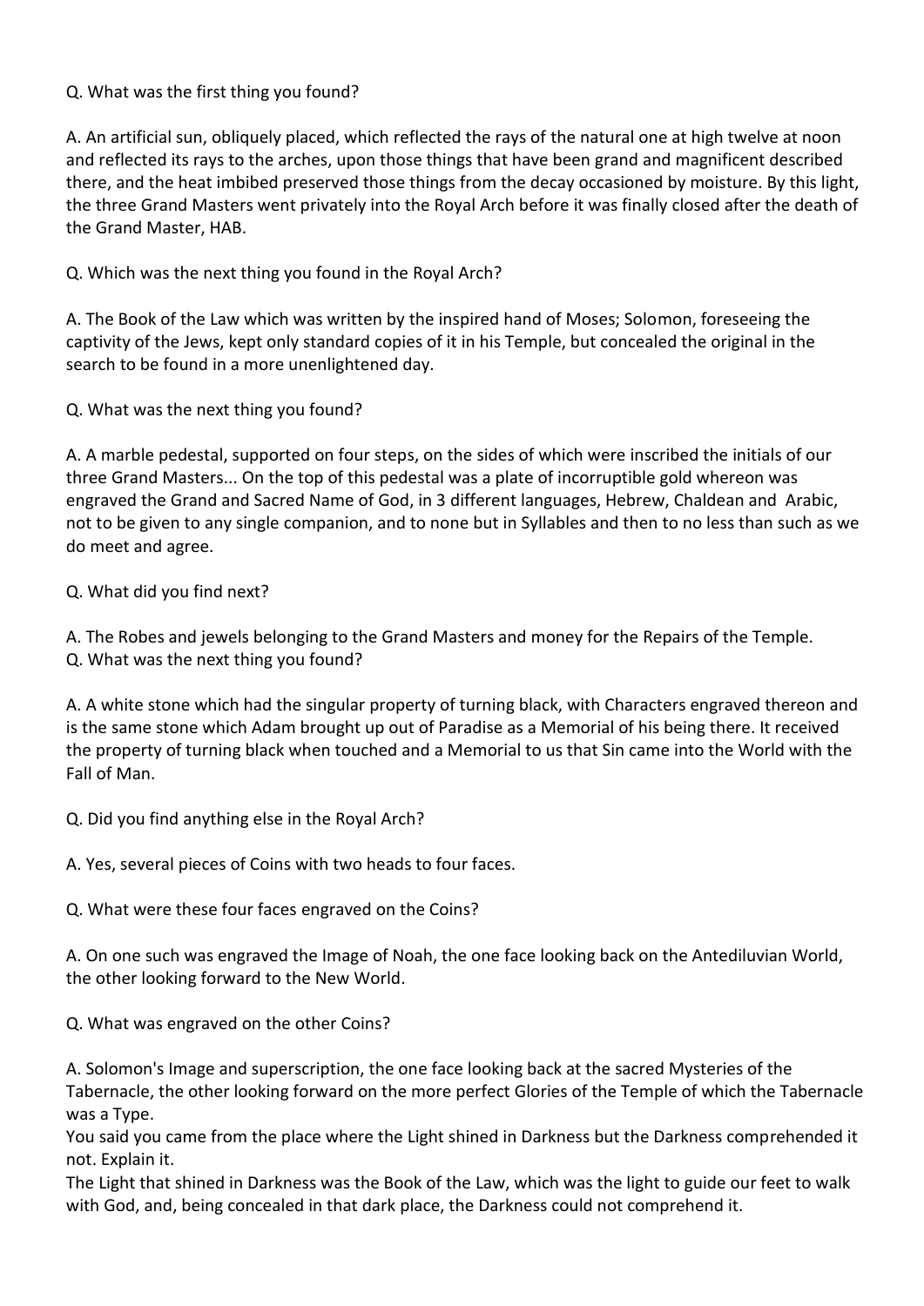Q. What was the first thing you found?

A. An artificial sun, obliquely placed, which reflected the rays of the natural one at high twelve at noon and reflected its rays to the arches, upon those things that have been grand and magnificent described there, and the heat imbibed preserved those things from the decay occasioned by moisture. By this light, the three Grand Masters went privately into the Royal Arch before it was finally closed after the death of the Grand Master, HAB.

Q. Which was the next thing you found in the Royal Arch?

A. The Book of the Law which was written by the inspired hand of Moses; Solomon, foreseeing the captivity of the Jews, kept only standard copies of it in his Temple, but concealed the original in the search to be found in a more unenlightened day.

Q. What was the next thing you found?

A. A marble pedestal, supported on four steps, on the sides of which were inscribed the initials of our three Grand Masters... On the top of this pedestal was a plate of incorruptible gold whereon was engraved the Grand and Sacred Name of God, in 3 different languages, Hebrew, Chaldean and Arabic, not to be given to any single companion, and to none but in Syllables and then to no less than such as we do meet and agree.

Q. What did you find next?

A. The Robes and jewels belonging to the Grand Masters and money for the Repairs of the Temple.
Q. What was the next thing you found?

A. A white stone which had the singular property of turning black, with Characters engraved thereon and is the same stone which Adam brought up out of Paradise as a Memorial of his being there. It received the property of turning black when touched and a Memorial to us that Sin came into the World with the Fall of Man.

Q. Did you find anything else in the Royal Arch?

A. Yes, several pieces of Coins with two heads to four faces.

Q. What were these four faces engraved on the Coins?

A. On one such was engraved the Image of Noah, the one face looking back on the Antediluvian World, the other looking forward to the New World.

Q. What was engraved on the other Coins?

A. Solomon's Image and superscription, the one face looking back at the sacred Mysteries of the Tabernacle, the other looking forward on the more perfect Glories of the Temple of which the Tabernacle was a Type.
You said you came from the place where the Light shined in Darkness but the Darkness comprehended it not. Explain it.
The Light that shined in Darkness was the Book of the Law, which was the light to guide our feet to walk with God, and, being concealed in that dark place, the Darkness could not comprehend it.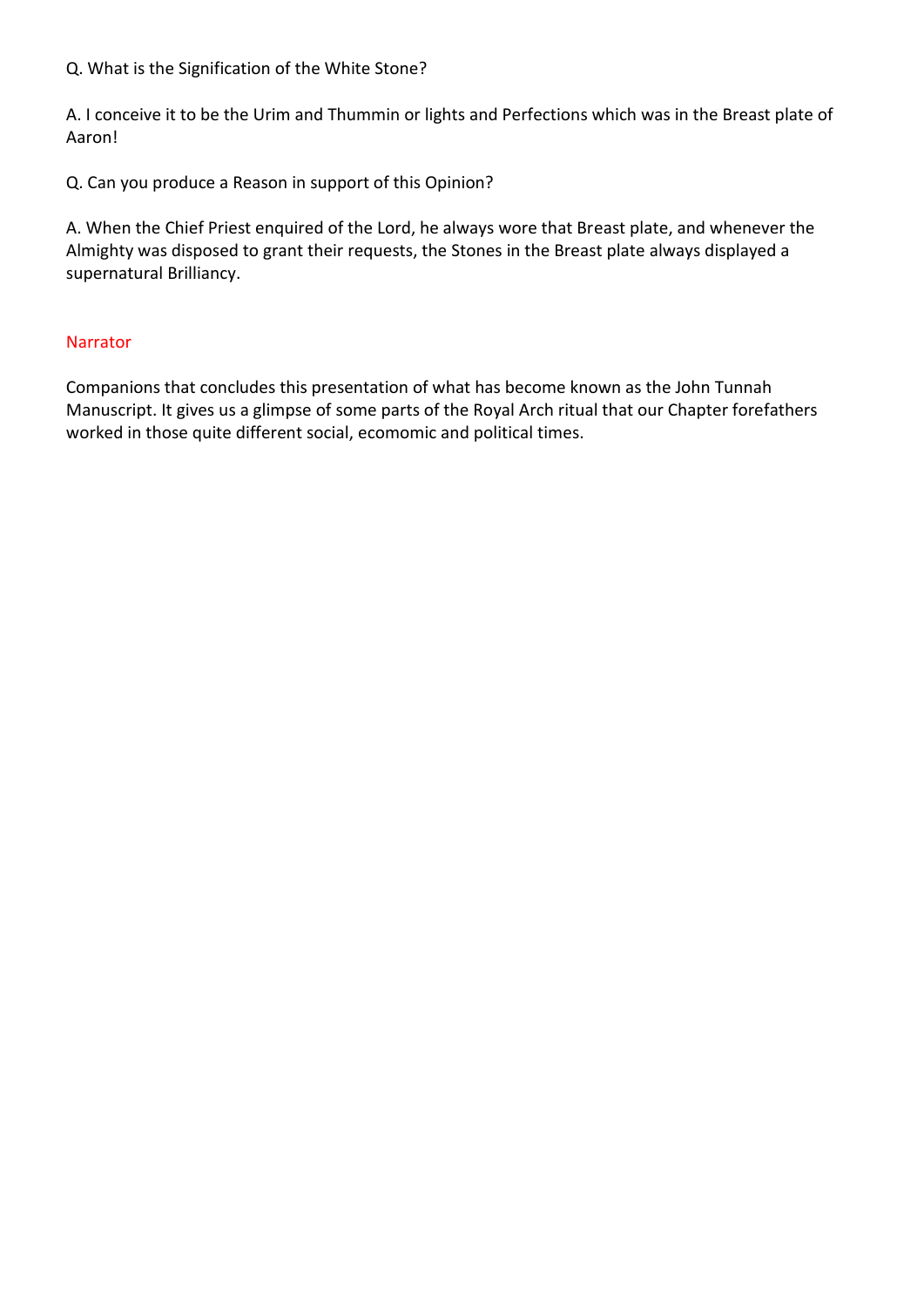Q. What is the Signification of the White Stone?

A. I conceive it to be the Urim and Thummin or lights and Perfections which was in the Breast plate of Aaron!

Q. Can you produce a Reason in support of this Opinion?

A. When the Chief Priest enquired of the Lord, he always wore that Breast plate, and whenever the Almighty was disposed to grant their requests, the Stones in the Breast plate always displayed a supernatural Brilliancy.

Narrator

Companions that concludes this presentation of what has become known as the John Tunnah Manuscript. It gives us a glimpse of some parts of the Royal Arch ritual that our Chapter forefathers worked in those quite different social, ecomomic and political times.